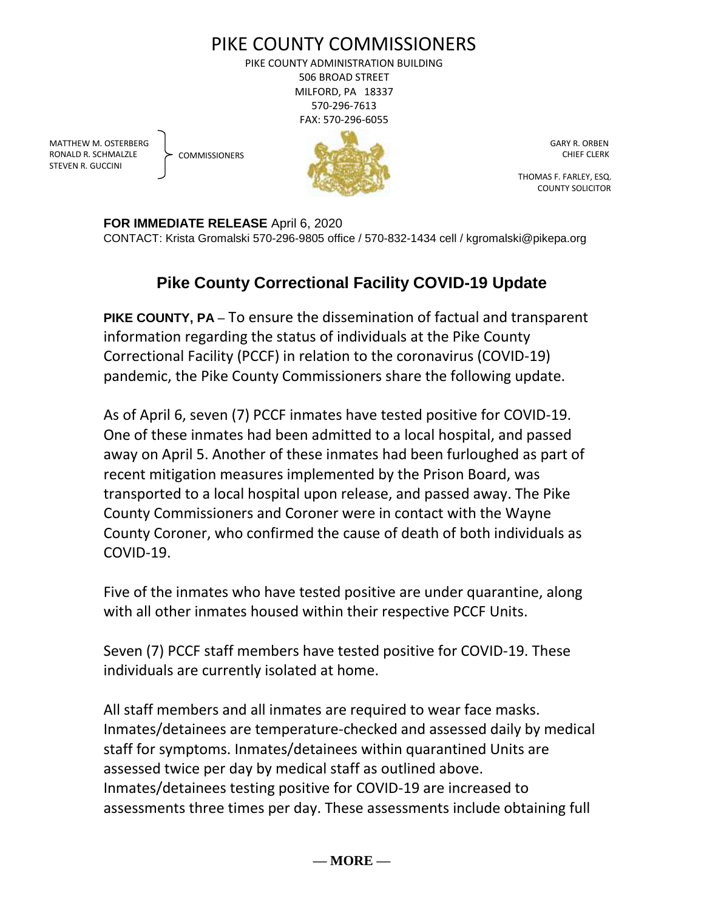# PIKE COUNTY COMMISSIONERS

PIKE COUNTY ADMINISTRATION BUILDING
506 BROAD STREET
MILFORD, PA 18337
570-296-7613
FAX: 570-296-6055

MATTHEW M. OSTERBERG
RONALD R. SCHMALZLE
STEVEN R. GUCCINI
COMMISSIONERS

GARY R. ORBEN
CHIEF CLERK

THOMAS F. FARLEY, ESQ.
COUNTY SOLICITOR

**FOR IMMEDIATE RELEASE** April 6, 2020
CONTACT: Krista Gromalski 570-296-9805 office / 570-832-1434 cell / kgromalski@pikepa.org

## Pike County Correctional Facility COVID-19 Update

**PIKE COUNTY, PA** – To ensure the dissemination of factual and transparent information regarding the status of individuals at the Pike County Correctional Facility (PCCF) in relation to the coronavirus (COVID-19) pandemic, the Pike County Commissioners share the following update.

As of April 6, seven (7) PCCF inmates have tested positive for COVID-19. One of these inmates had been admitted to a local hospital, and passed away on April 5. Another of these inmates had been furloughed as part of recent mitigation measures implemented by the Prison Board, was transported to a local hospital upon release, and passed away. The Pike County Commissioners and Coroner were in contact with the Wayne County Coroner, who confirmed the cause of death of both individuals as COVID-19.

Five of the inmates who have tested positive are under quarantine, along with all other inmates housed within their respective PCCF Units.

Seven (7) PCCF staff members have tested positive for COVID-19. These individuals are currently isolated at home.

All staff members and all inmates are required to wear face masks. Inmates/detainees are temperature-checked and assessed daily by medical staff for symptoms. Inmates/detainees within quarantined Units are assessed twice per day by medical staff as outlined above. Inmates/detainees testing positive for COVID-19 are increased to assessments three times per day. These assessments include obtaining full

— MORE —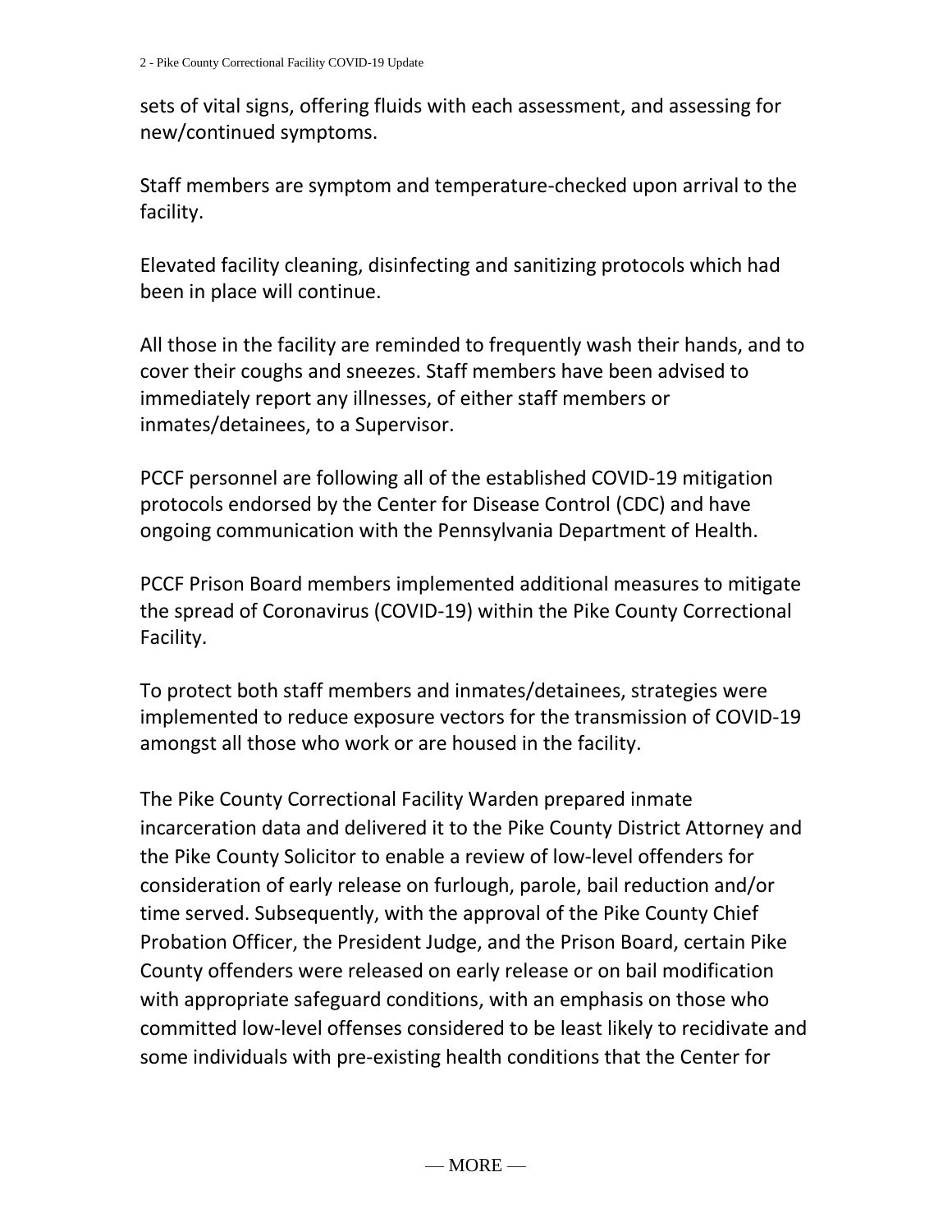sets of vital signs, offering fluids with each assessment, and assessing for new/continued symptoms.

Staff members are symptom and temperature-checked upon arrival to the facility.

Elevated facility cleaning, disinfecting and sanitizing protocols which had been in place will continue.

All those in the facility are reminded to frequently wash their hands, and to cover their coughs and sneezes. Staff members have been advised to immediately report any illnesses, of either staff members or inmates/detainees, to a Supervisor.

PCCF personnel are following all of the established COVID-19 mitigation protocols endorsed by the Center for Disease Control (CDC) and have ongoing communication with the Pennsylvania Department of Health.

PCCF Prison Board members implemented additional measures to mitigate the spread of Coronavirus (COVID-19) within the Pike County Correctional Facility.

To protect both staff members and inmates/detainees, strategies were implemented to reduce exposure vectors for the transmission of COVID-19 amongst all those who work or are housed in the facility.

The Pike County Correctional Facility Warden prepared inmate incarceration data and delivered it to the Pike County District Attorney and the Pike County Solicitor to enable a review of low-level offenders for consideration of early release on furlough, parole, bail reduction and/or time served. Subsequently, with the approval of the Pike County Chief Probation Officer, the President Judge, and the Prison Board, certain Pike County offenders were released on early release or on bail modification with appropriate safeguard conditions, with an emphasis on those who committed low-level offenses considered to be least likely to recidivate and some individuals with pre-existing health conditions that the Center for

— MORE —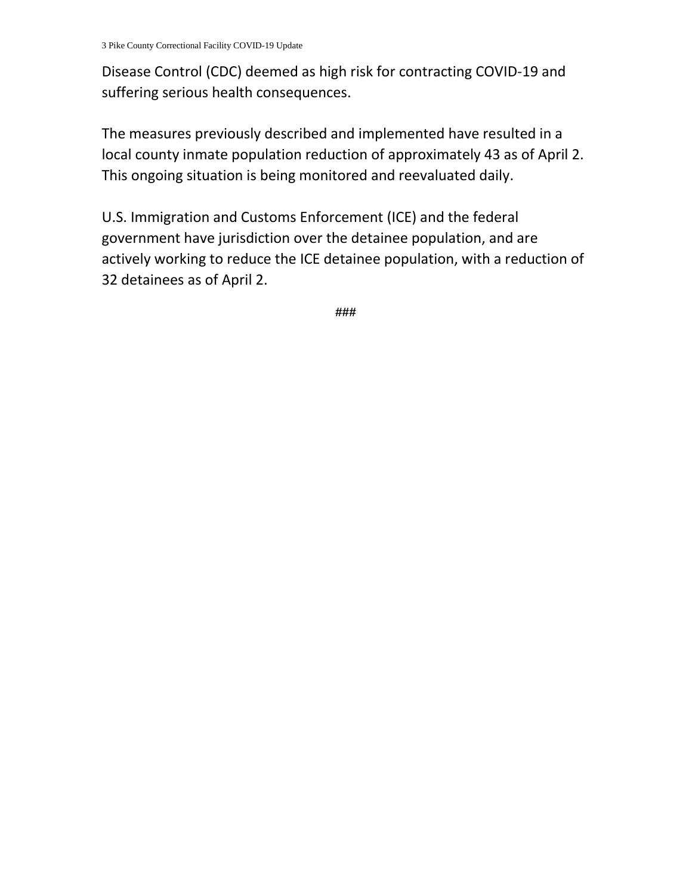Disease Control (CDC) deemed as high risk for contracting COVID-19 and suffering serious health consequences.

The measures previously described and implemented have resulted in a local county inmate population reduction of approximately 43 as of April 2. This ongoing situation is being monitored and reevaluated daily.

U.S. Immigration and Customs Enforcement (ICE) and the federal government have jurisdiction over the detainee population, and are actively working to reduce the ICE detainee population, with a reduction of 32 detainees as of April 2.

###